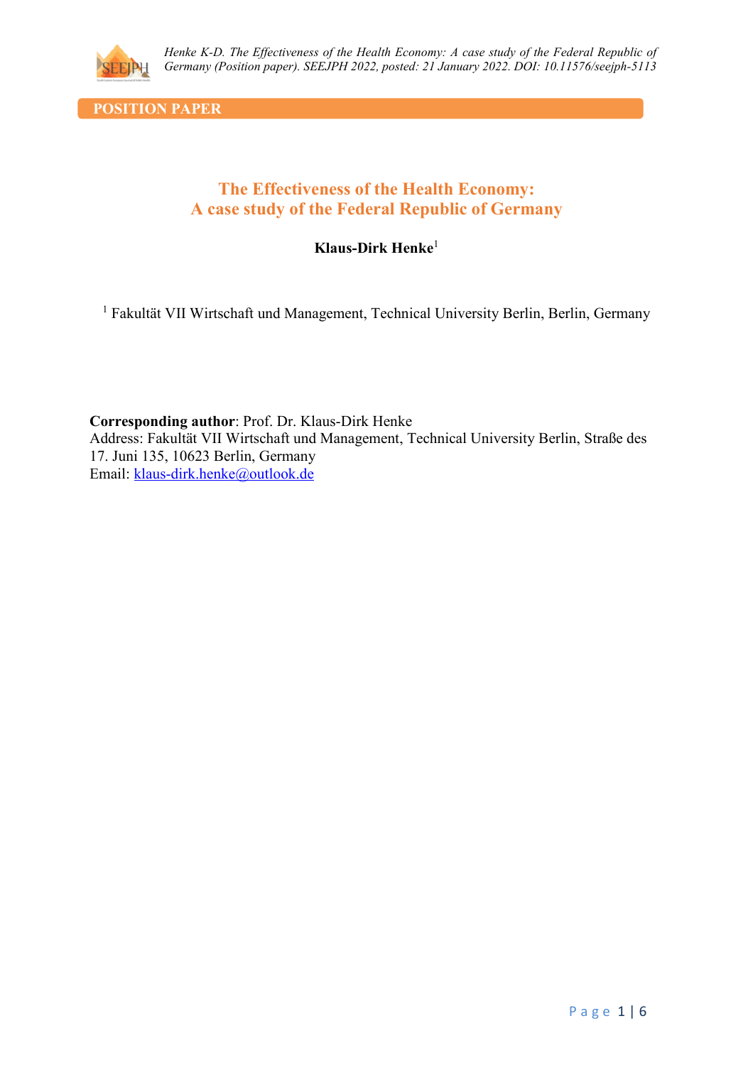POSITION PAPER

# The Effectiveness of the Health Economy: A case study of the Federal Republic of Germany

**Klaus-Dirk Henke**[1]

[1] Fakultät VII Wirtschaft und Management, Technical University Berlin, Berlin, Germany

**Corresponding author**: Prof. Dr. Klaus-Dirk Henke
Address: Fakultät VII Wirtschaft und Management, Technical University Berlin, Straße des 17. Juni 135, 10623 Berlin, Germany
Email: klaus-dirk.henke@outlook.de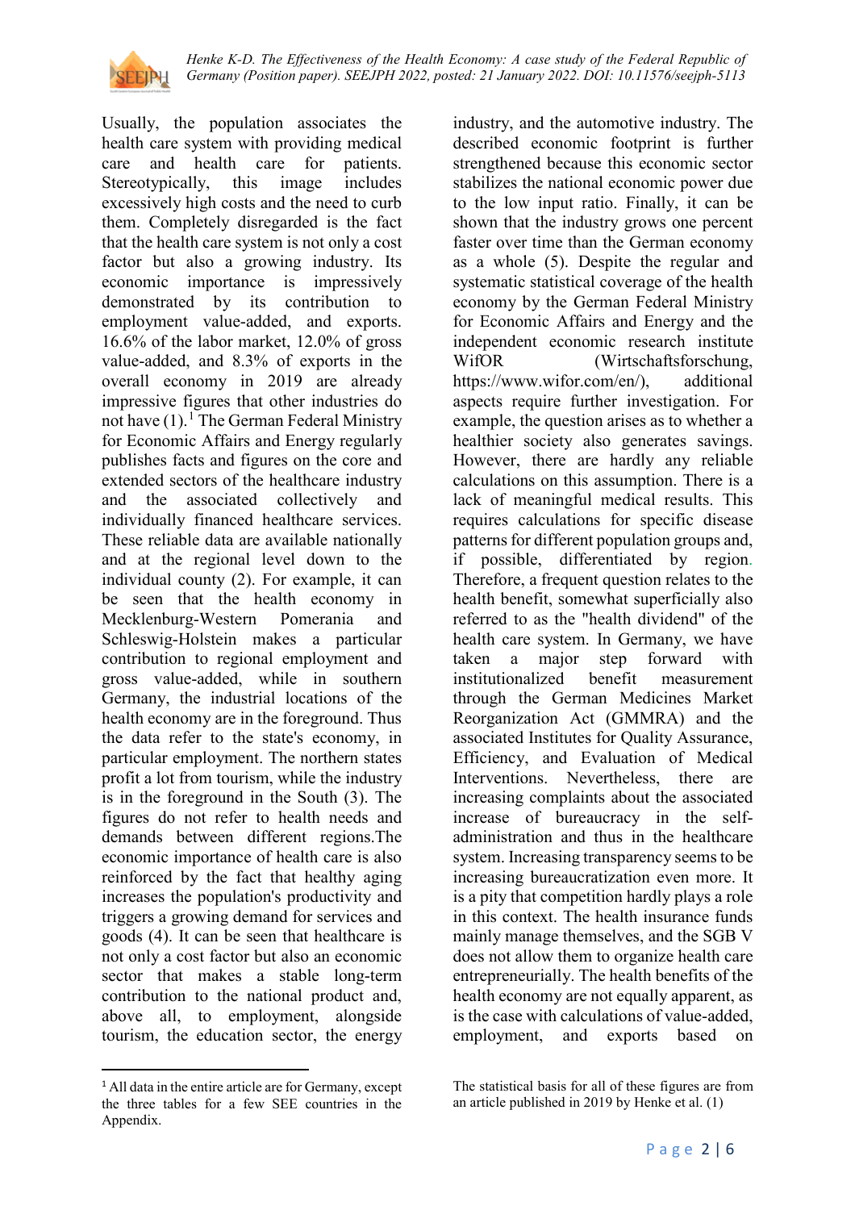Usually, the population associates the health care system with providing medical care and health care for patients. Stereotypically, this image includes excessively high costs and the need to curb them. Completely disregarded is the fact that the health care system is not only a cost factor but also a growing industry. Its economic importance is impressively demonstrated by its contribution to employment value-added, and exports. 16.6% of the labor market, 12.0% of gross value-added, and 8.3% of exports in the overall economy in 2019 are already impressive figures that other industries do not have (1).[1] The German Federal Ministry for Economic Affairs and Energy regularly publishes facts and figures on the core and extended sectors of the healthcare industry and the associated collectively and individually financed healthcare services. These reliable data are available nationally and at the regional level down to the individual county (2). For example, it can be seen that the health economy in Mecklenburg-Western Pomerania and Schleswig-Holstein makes a particular contribution to regional employment and gross value-added, while in southern Germany, the industrial locations of the health economy are in the foreground. Thus the data refer to the state's economy, in particular employment. The northern states profit a lot from tourism, while the industry is in the foreground in the South (3). The figures do not refer to health needs and demands between different regions.The economic importance of health care is also reinforced by the fact that healthy aging increases the population's productivity and triggers a growing demand for services and goods (4). It can be seen that healthcare is not only a cost factor but also an economic sector that makes a stable long-term contribution to the national product and, above all, to employment, alongside tourism, the education sector, the energy industry, and the automotive industry. The described economic footprint is further strengthened because this economic sector stabilizes the national economic power due to the low input ratio. Finally, it can be shown that the industry grows one percent faster over time than the German economy as a whole (5). Despite the regular and systematic statistical coverage of the health economy by the German Federal Ministry for Economic Affairs and Energy and the independent economic research institute WifOR (Wirtschaftsforschung, https://www.wifor.com/en/), additional aspects require further investigation. For example, the question arises as to whether a healthier society also generates savings. However, there are hardly any reliable calculations on this assumption. There is a lack of meaningful medical results. This requires calculations for specific disease patterns for different population groups and, if possible, differentiated by region. Therefore, a frequent question relates to the health benefit, somewhat superficially also referred to as the "health dividend" of the health care system. In Germany, we have taken a major step forward with institutionalized benefit measurement through the German Medicines Market Reorganization Act (GMMRA) and the associated Institutes for Quality Assurance, Efficiency, and Evaluation of Medical Interventions. Nevertheless, there are increasing complaints about the associated increase of bureaucracy in the self-administration and thus in the healthcare system. Increasing transparency seems to be increasing bureaucratization even more. It is a pity that competition hardly plays a role in this context. The health insurance funds mainly manage themselves, and the SGB V does not allow them to organize health care entrepreneurially. The health benefits of the health economy are not equally apparent, as is the case with calculations of value-added, employment, and exports based on

[1] All data in the entire article are for Germany, except the three tables for a few SEE countries in the Appendix.

The statistical basis for all of these figures are from an article published in 2019 by Henke et al. (1)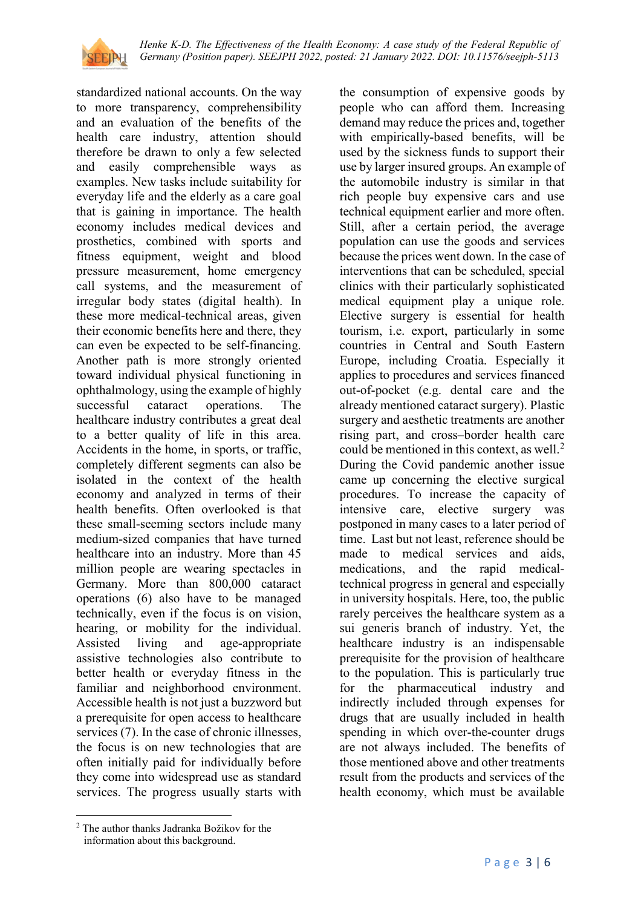standardized national accounts. On the way to more transparency, comprehensibility and an evaluation of the benefits of the health care industry, attention should therefore be drawn to only a few selected and easily comprehensible ways as examples. New tasks include suitability for everyday life and the elderly as a care goal that is gaining in importance. The health economy includes medical devices and prosthetics, combined with sports and fitness equipment, weight and blood pressure measurement, home emergency call systems, and the measurement of irregular body states (digital health). In these more medical-technical areas, given their economic benefits here and there, they can even be expected to be self-financing. Another path is more strongly oriented toward individual physical functioning in ophthalmology, using the example of highly successful cataract operations. The healthcare industry contributes a great deal to a better quality of life in this area. Accidents in the home, in sports, or traffic, completely different segments can also be isolated in the context of the health economy and analyzed in terms of their health benefits. Often overlooked is that these small-seeming sectors include many medium-sized companies that have turned healthcare into an industry. More than 45 million people are wearing spectacles in Germany. More than 800,000 cataract operations (6) also have to be managed technically, even if the focus is on vision, hearing, or mobility for the individual. Assisted living and age-appropriate assistive technologies also contribute to better health or everyday fitness in the familiar and neighborhood environment. Accessible health is not just a buzzword but a prerequisite for open access to healthcare services (7). In the case of chronic illnesses, the focus is on new technologies that are often initially paid for individually before they come into widespread use as standard services. The progress usually starts with the consumption of expensive goods by people who can afford them. Increasing demand may reduce the prices and, together with empirically-based benefits, will be used by the sickness funds to support their use by larger insured groups. An example of the automobile industry is similar in that rich people buy expensive cars and use technical equipment earlier and more often. Still, after a certain period, the average population can use the goods and services because the prices went down. In the case of interventions that can be scheduled, special clinics with their particularly sophisticated medical equipment play a unique role. Elective surgery is essential for health tourism, i.e. export, particularly in some countries in Central and South Eastern Europe, including Croatia. Especially it applies to procedures and services financed out-of-pocket (e.g. dental care and the already mentioned cataract surgery). Plastic surgery and aesthetic treatments are another rising part, and cross–border health care could be mentioned in this context, as well.[2] During the Covid pandemic another issue came up concerning the elective surgical procedures. To increase the capacity of intensive care, elective surgery was postponed in many cases to a later period of time. Last but not least, reference should be made to medical services and aids, medications, and the rapid medical-technical progress in general and especially in university hospitals. Here, too, the public rarely perceives the healthcare system as a sui generis branch of industry. Yet, the healthcare industry is an indispensable prerequisite for the provision of healthcare to the population. This is particularly true for the pharmaceutical industry and indirectly included through expenses for drugs that are usually included in health spending in which over-the-counter drugs are not always included. The benefits of those mentioned above and other treatments result from the products and services of the health economy, which must be available

[2] The author thanks Jadranka Božikov for the information about this background.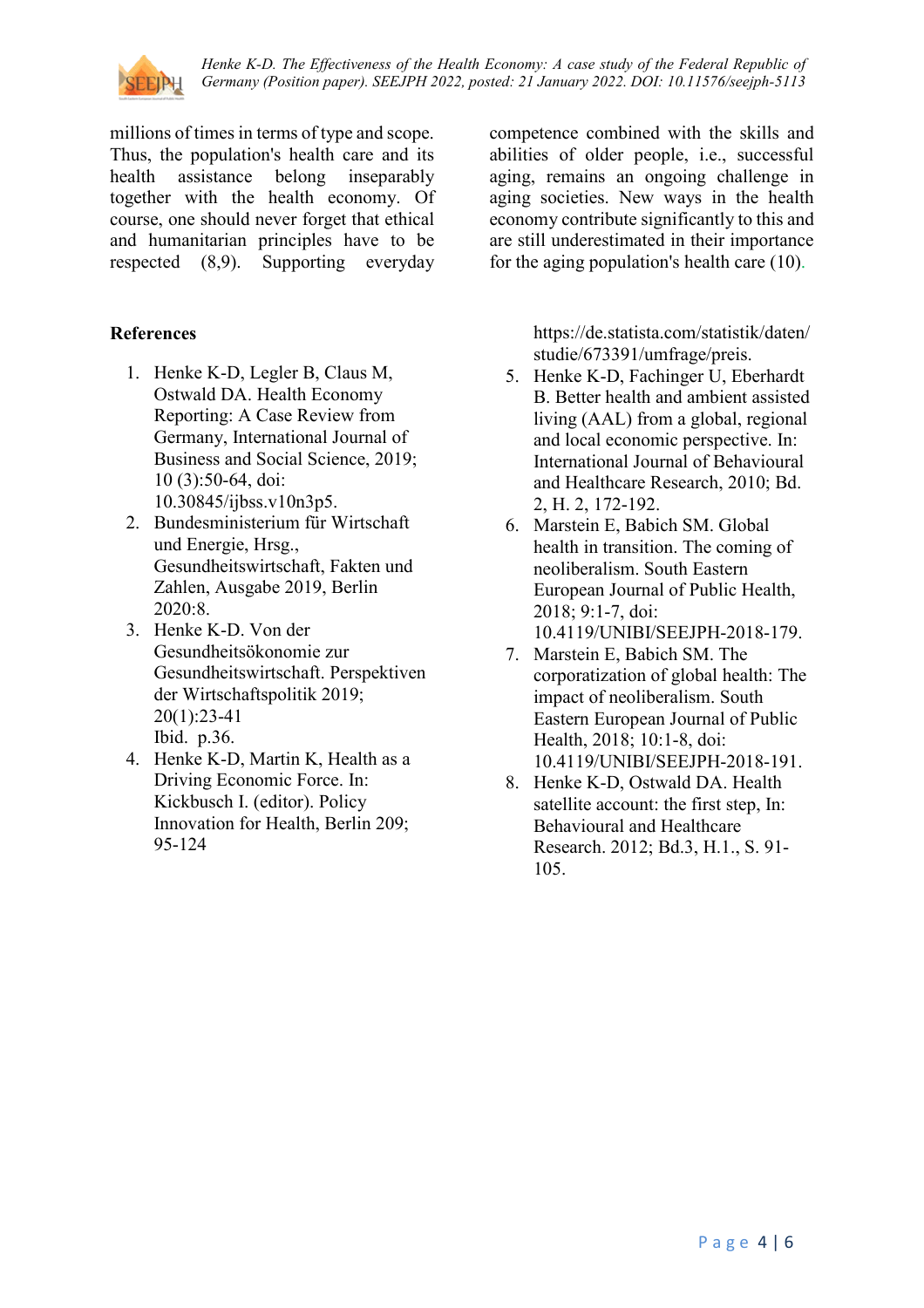millions of times in terms of type and scope. Thus, the population's health care and its health assistance belong inseparably together with the health economy. Of course, one should never forget that ethical and humanitarian principles have to be respected (8,9). Supporting everyday competence combined with the skills and abilities of older people, i.e., successful aging, remains an ongoing challenge in aging societies. New ways in the health economy contribute significantly to this and are still underestimated in their importance for the aging population's health care (10).

## References

1. Henke K-D, Legler B, Claus M, Ostwald DA. Health Economy Reporting: A Case Review from Germany, International Journal of Business and Social Science, 2019; 10 (3):50-64, doi: 10.30845/ijbss.v10n3p5.
2. Bundesministerium für Wirtschaft und Energie, Hrsg., Gesundheitswirtschaft, Fakten und Zahlen, Ausgabe 2019, Berlin 2020:8.
3. Henke K-D. Von der Gesundheitsökonomie zur Gesundheitswirtschaft. Perspektiven der Wirtschaftspolitik 2019; 20(1):23-41
   Ibid. p.36.
4. Henke K-D, Martin K, Health as a Driving Economic Force. In: Kickbusch I. (editor). Policy Innovation for Health, Berlin 209; 95-124
   https://de.statista.com/statistik/daten/studie/673391/umfrage/preis.
5. Henke K-D, Fachinger U, Eberhardt B. Better health and ambient assisted living (AAL) from a global, regional and local economic perspective. In: International Journal of Behavioural and Healthcare Research, 2010; Bd. 2, H. 2, 172-192.
6. Marstein E, Babich SM. Global health in transition. The coming of neoliberalism. South Eastern European Journal of Public Health, 2018; 9:1-7, doi: 10.4119/UNIBI/SEEJPH-2018-179.
7. Marstein E, Babich SM. The corporatization of global health: The impact of neoliberalism. South Eastern European Journal of Public Health, 2018; 10:1-8, doi: 10.4119/UNIBI/SEEJPH-2018-191.
8. Henke K-D, Ostwald DA. Health satellite account: the first step, In: Behavioural and Healthcare Research. 2012; Bd.3, H.1., S. 91-105.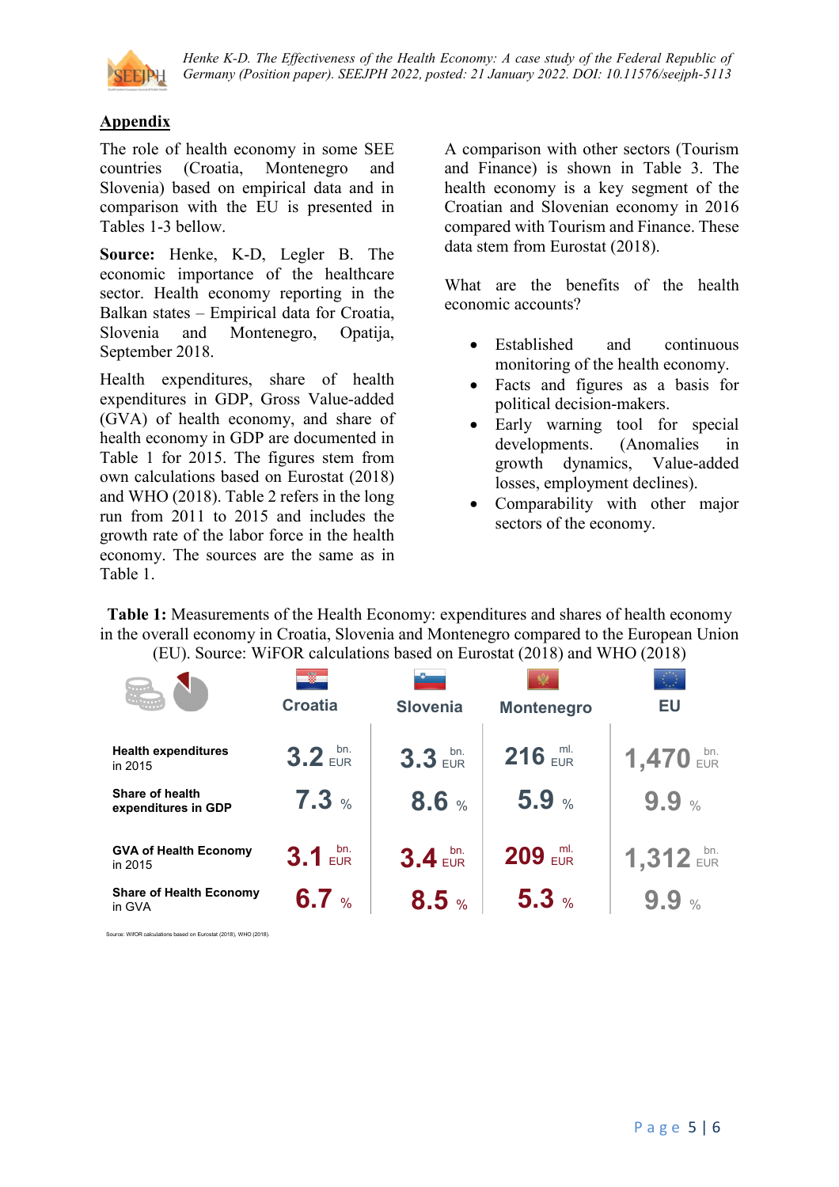## Appendix

The role of health economy in some SEE countries (Croatia, Montenegro and Slovenia) based on empirical data and in comparison with the EU is presented in Tables 1-3 bellow.

**Source:** Henke, K-D, Legler B. The economic importance of the healthcare sector. Health economy reporting in the Balkan states – Empirical data for Croatia, Slovenia and Montenegro, Opatija, September 2018.

Health expenditures, share of health expenditures in GDP, Gross Value-added (GVA) of health economy, and share of health economy in GDP are documented in Table 1 for 2015. The figures stem from own calculations based on Eurostat (2018) and WHO (2018). Table 2 refers in the long run from 2011 to 2015 and includes the growth rate of the labor force in the health economy. The sources are the same as in Table 1.

A comparison with other sectors (Tourism and Finance) is shown in Table 3. The health economy is a key segment of the Croatian and Slovenian economy in 2016 compared with Tourism and Finance. These data stem from Eurostat (2018).

What are the benefits of the health economic accounts?

- Established and continuous monitoring of the health economy.
- Facts and figures as a basis for political decision-makers.
- Early warning tool for special developments. (Anomalies in growth dynamics, Value-added losses, employment declines).
- Comparability with other major sectors of the economy.

**Table 1:** Measurements of the Health Economy: expenditures and shares of health economy in the overall economy in Croatia, Slovenia and Montenegro compared to the European Union (EU). Source: WiFOR calculations based on Eurostat (2018) and WHO (2018)

| | Croatia | Slovenia | Montenegro | EU |
|---|---|---|---|---|
| **Health expenditures** in 2015 | 3.2 bn. EUR | 3.3 bn. EUR | 216 ml. EUR | 1,470 bn. EUR |
| **Share of health expenditures in GDP** | 7.3 % | 8.6 % | 5.9 % | 9.9 % |
| **GVA of Health Economy** in 2015 | 3.1 bn. EUR | 3.4 bn. EUR | 209 ml. EUR | 1,312 bn. EUR |
| **Share of Health Economy** in GVA | 6.7 % | 8.5 % | 5.3 % | 9.9 % |

Source: WifOR calculations based on Eurostat (2018), WHO (2018).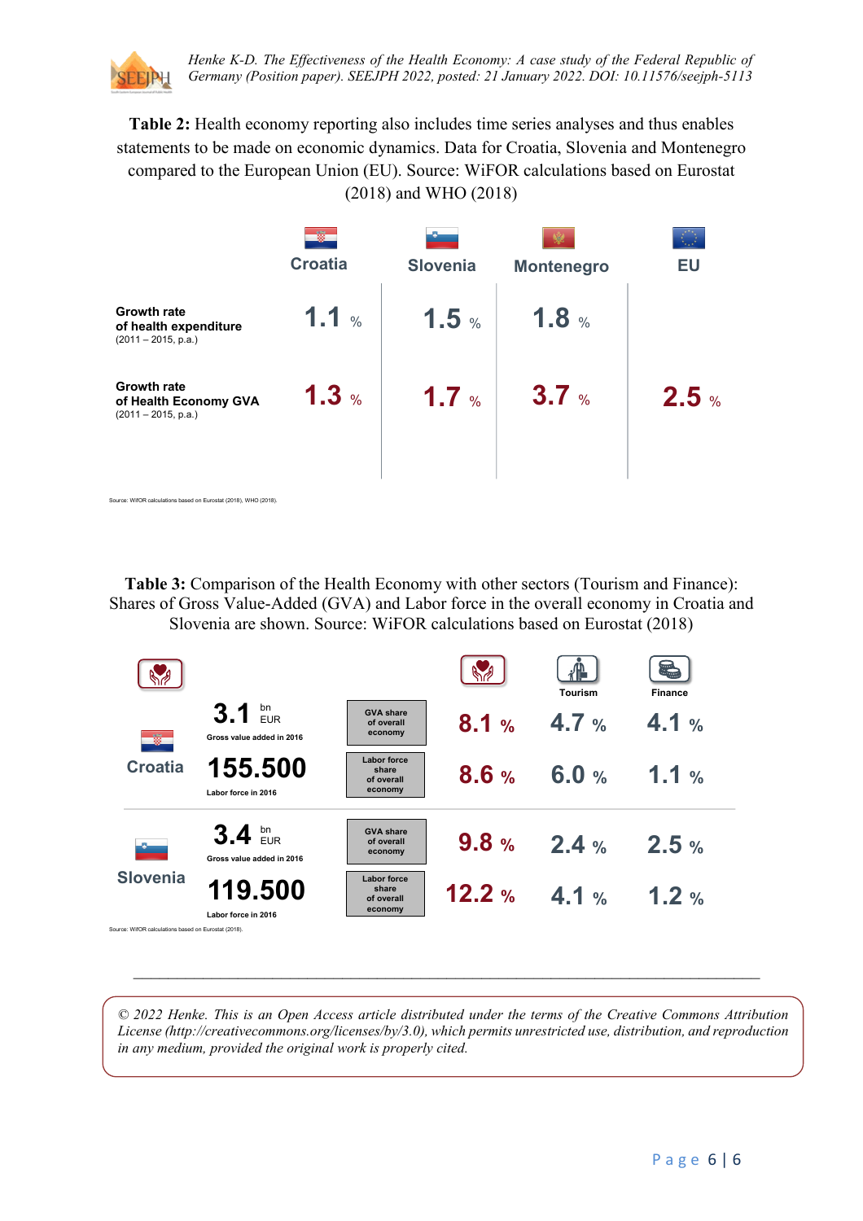**Table 2:** Health economy reporting also includes time series analyses and thus enables statements to be made on economic dynamics. Data for Croatia, Slovenia and Montenegro compared to the European Union (EU). Source: WiFOR calculations based on Eurostat (2018) and WHO (2018).

| | Croatia | Slovenia | Montenegro | EU |
|---|---|---|---|---|
| **Growth rate of health expenditure** (2011 – 2015, p.a.) | 1.1 % | 1.5 % | 1.8 % | |
| **Growth rate of Health Economy GVA** (2011 – 2015, p.a.) | 1.3 % | 1.7 % | 3.7 % | 2.5 % |

Source: WifOR calculations based on Eurostat (2018), WHO (2018).

**Table 3:** Comparison of the Health Economy with other sectors (Tourism and Finance): Shares of Gross Value-Added (GVA) and Labor force in the overall economy in Croatia and Slovenia are shown. Source: WiFOR calculations based on Eurostat (2018)

| | | | Health Economy | Tourism | Finance |
|---|---|---|---|---|---|
| Croatia | 3.1 bn EUR Gross value added in 2016 | GVA share of overall economy | 8.1 % | 4.7 % | 4.1 % |
| | 155.500 Labor force in 2016 | Labor force share of overall economy | 8.6 % | 6.0 % | 1.1 % |
| Slovenia | 3.4 bn EUR Gross value added in 2016 | GVA share of overall economy | 9.8 % | 2.4 % | 2.5 % |
| | 119.500 Labor force in 2016 | Labor force share of overall economy | 12.2 % | 4.1 % | 1.2 % |

Source: WifOR calculations based on Eurostat (2018).

*© 2022 Henke. This is an Open Access article distributed under the terms of the Creative Commons Attribution License (http://creativecommons.org/licenses/by/3.0), which permits unrestricted use, distribution, and reproduction in any medium, provided the original work is properly cited.*